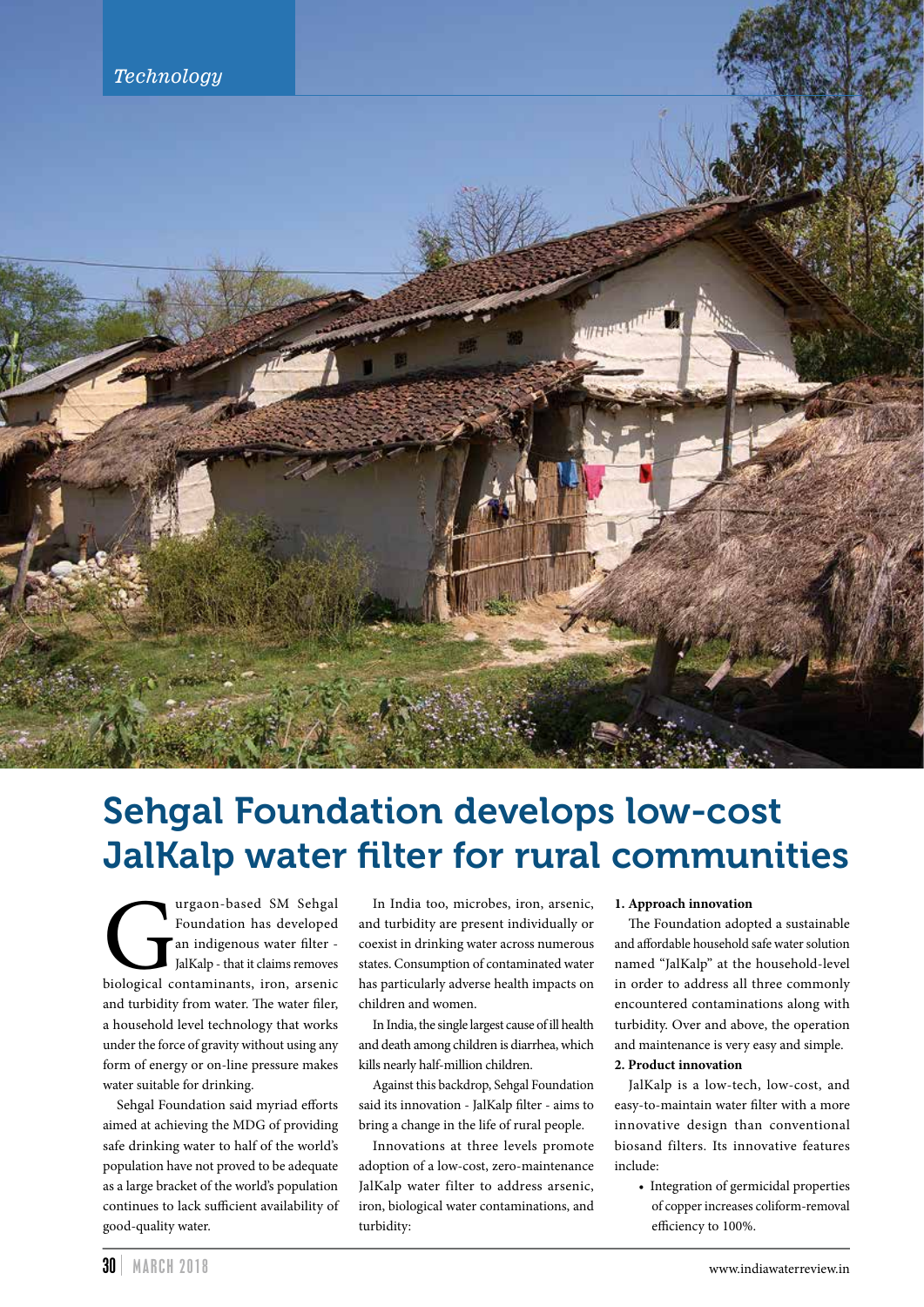# Sehgal Foundation develops low-cost JalKalp water filter for rural communities

Gurgaon-based SM Sehgal Foundation has developed an indigenous water filter - JalKalp - that it claims removes biological contaminants, iron, arsenic and turbidity from water. The water filer, a household level technology that works under the force of gravity without using any form of energy or on-line pressure makes water suitable for drinking.

Sehgal Foundation said myriad efforts aimed at achieving the MDG of providing safe drinking water to half of the world's population have not proved to be adequate as a large bracket of the world's population continues to lack sufficient availability of good-quality water.

In India too, microbes, iron, arsenic, and turbidity are present individually or coexist in drinking water across numerous states. Consumption of contaminated water has particularly adverse health impacts on children and women.

In India, the single largest cause of ill health and death among children is diarrhea, which kills nearly half-million children.

Against this backdrop, Sehgal Foundation said its innovation - JalKalp filter - aims to bring a change in the life of rural people.

Innovations at three levels promote adoption of a low-cost, zero-maintenance JalKalp water filter to address arsenic, iron, biological water contaminations, and turbidity:

**1. Approach innovation**

The Foundation adopted a sustainable and affordable household safe water solution named "JalKalp" at the household-level in order to address all three commonly encountered contaminations along with turbidity. Over and above, the operation and maintenance is very easy and simple.

**2. Product innovation**

JalKalp is a low-tech, low-cost, and easy-to-maintain water filter with a more innovative design than conventional biosand filters. Its innovative features include:

- Integration of germicidal properties of copper increases coliform-removal efficiency to 100%.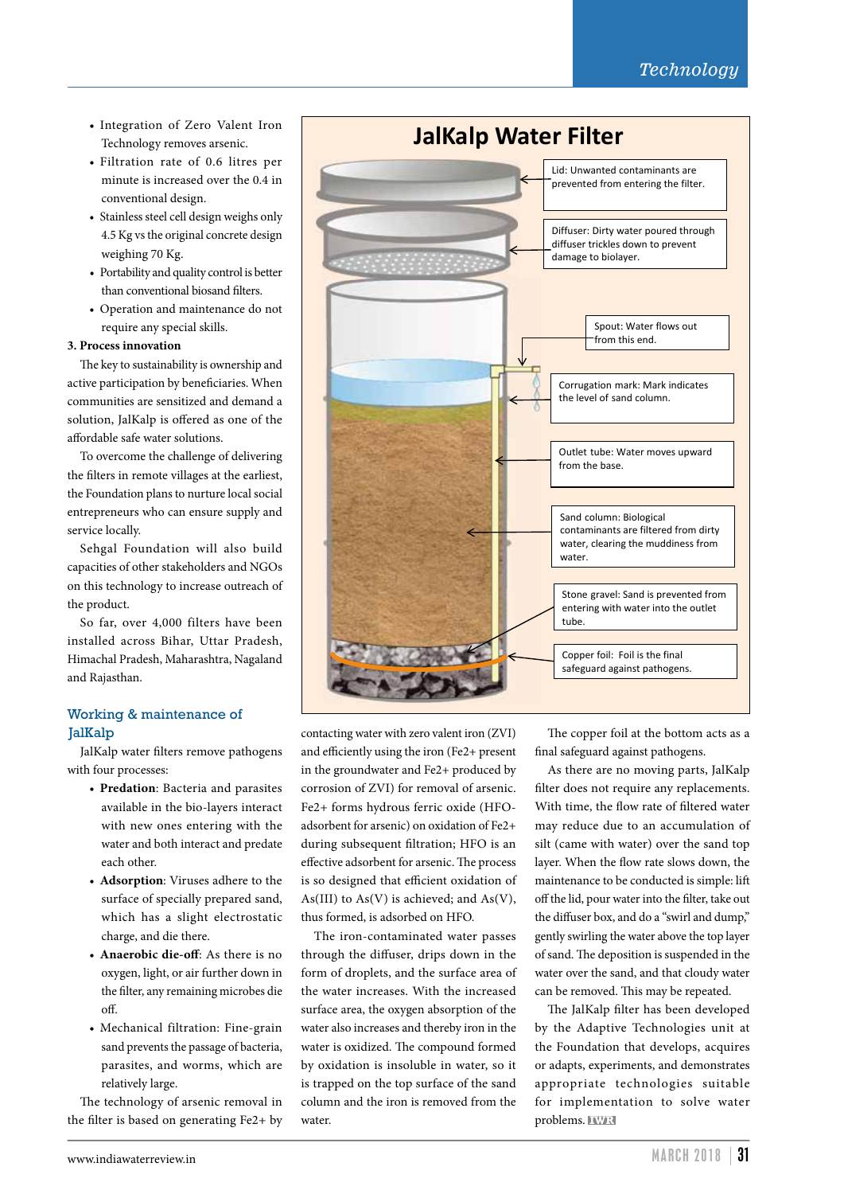- Integration of Zero Valent Iron Technology removes arsenic.
- Filtration rate of 0.6 litres per minute is increased over the 0.4 in conventional design.
- Stainless steel cell design weighs only 4.5 Kg vs the original concrete design weighing 70 Kg.
- Portability and quality control is better than conventional biosand filters.
- Operation and maintenance do not require any special skills.

**3. Process innovation**

The key to sustainability is ownership and active participation by beneficiaries. When communities are sensitized and demand a solution, JalKalp is offered as one of the affordable safe water solutions.

To overcome the challenge of delivering the filters in remote villages at the earliest, the Foundation plans to nurture local social entrepreneurs who can ensure supply and service locally.

Sehgal Foundation will also build capacities of other stakeholders and NGOs on this technology to increase outreach of the product.

So far, over 4,000 filters have been installed across Bihar, Uttar Pradesh, Himachal Pradesh, Maharashtra, Nagaland and Rajasthan.

**JalKalp Water Filter**

Lid: Unwanted contaminants are prevented from entering the filter.

Diffuser: Dirty water poured through diffuser trickles down to prevent damage to biolayer.

Spout: Water flows out from this end.

Corrugation mark: Mark indicates the level of sand column.

Outlet tube: Water moves upward from the base.

Sand column: Biological contaminants are filtered from dirty water, clearing the muddiness from water.

Stone gravel: Sand is prevented from entering with water into the outlet tube.

Copper foil: Foil is the final safeguard against pathogens.

## Working & maintenance of JalKalp

JalKalp water filters remove pathogens with four processes:

- **Predation**: Bacteria and parasites available in the bio-layers interact with new ones entering with the water and both interact and predate each other.
- **Adsorption**: Viruses adhere to the surface of specially prepared sand, which has a slight electrostatic charge, and die there.
- **Anaerobic die-off**: As there is no oxygen, light, or air further down in the filter, any remaining microbes die off.
- Mechanical filtration: Fine-grain sand prevents the passage of bacteria, parasites, and worms, which are relatively large.

The technology of arsenic removal in the filter is based on generating $Fe^{2+}$ by contacting water with zero valent iron (ZVI) and efficiently using the iron ($Fe^{2+}$ present in the groundwater and $Fe^{2+}$ produced by corrosion of ZVI) for removal of arsenic. $Fe^{2+}$ forms hydrous ferric oxide (HFO-adsorbent for arsenic) on oxidation of $Fe^{2+}$ during subsequent filtration; HFO is an effective adsorbent for arsenic. The process is so designed that efficient oxidation of As(III) to As(V) is achieved; and As(V), thus formed, is adsorbed on HFO.

The iron-contaminated water passes through the diffuser, drips down in the form of droplets, and the surface area of the water increases. With the increased surface area, the oxygen absorption of the water also increases and thereby iron in the water is oxidized. The compound formed by oxidation is insoluble in water, so it is trapped on the top surface of the sand column and the iron is removed from the water.

The copper foil at the bottom acts as a final safeguard against pathogens.

As there are no moving parts, JalKalp filter does not require any replacements. With time, the flow rate of filtered water may reduce due to an accumulation of silt (came with water) over the sand top layer. When the flow rate slows down, the maintenance to be conducted is simple: lift off the lid, pour water into the filter, take out the diffuser box, and do a "swirl and dump," gently swirling the water above the top layer of sand. The deposition is suspended in the water over the sand, and that cloudy water can be removed. This may be repeated.

The JalKalp filter has been developed by the Adaptive Technologies unit at the Foundation that develops, acquires or adapts, experiments, and demonstrates appropriate technologies suitable for implementation to solve water problems.